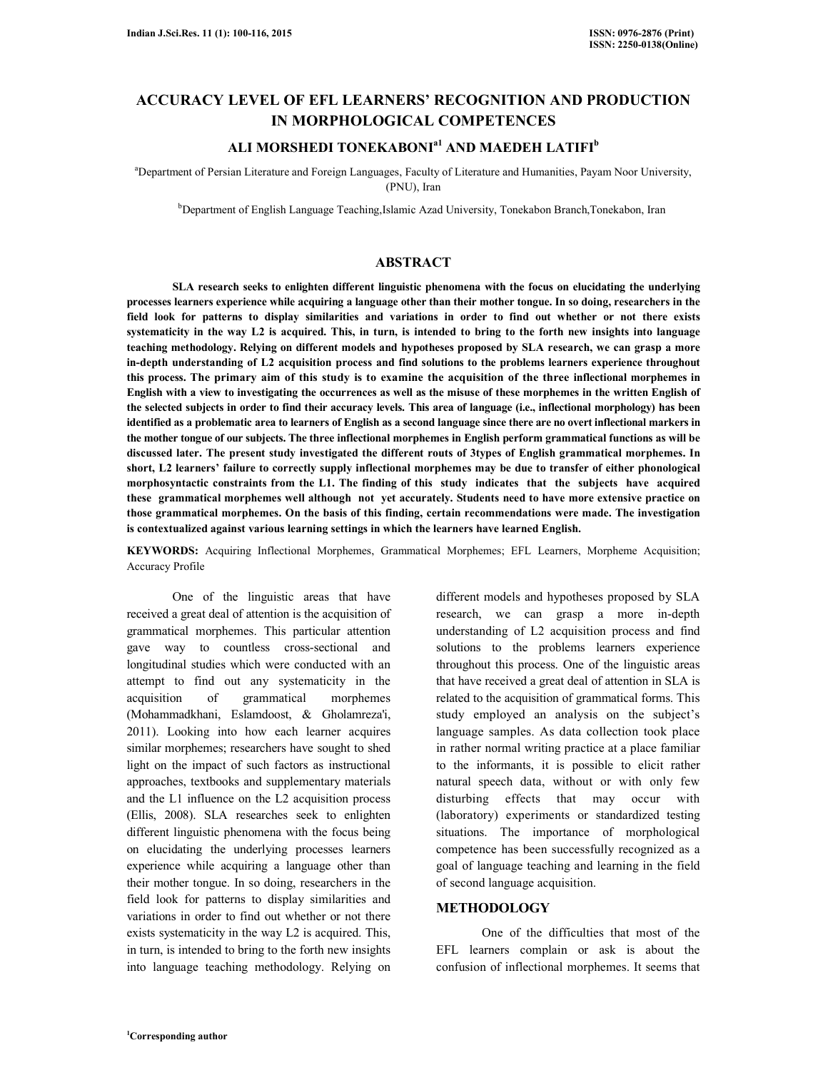# ACCURACY LEVEL OF EFL LEARNERS' RECOGNITION AND PRODUCTION IN MORPHOLOGICAL COMPETENCES

## ALI MORSHEDI TONEKABONI[a1] AND MAEDEH LATIFI[b]

[a]Department of Persian Literature and Foreign Languages, Faculty of Literature and Humanities, Payam Noor University, (PNU), Iran

[b]Department of English Language Teaching,Islamic Azad University, Tonekabon Branch,Tonekabon, Iran

## ABSTRACT

**SLA research seeks to enlighten different linguistic phenomena with the focus on elucidating the underlying processes learners experience while acquiring a language other than their mother tongue. In so doing, researchers in the field look for patterns to display similarities and variations in order to find out whether or not there exists systematicity in the way L2 is acquired. This, in turn, is intended to bring to the forth new insights into language teaching methodology. Relying on different models and hypotheses proposed by SLA research, we can grasp a more in-depth understanding of L2 acquisition process and find solutions to the problems learners experience throughout this process. The primary aim of this study is to examine the acquisition of the three inflectional morphemes in English with a view to investigating the occurrences as well as the misuse of these morphemes in the written English of the selected subjects in order to find their accuracy levels. This area of language (i.e., inflectional morphology) has been identified as a problematic area to learners of English as a second language since there are no overt inflectional markers in the mother tongue of our subjects. The three inflectional morphemes in English perform grammatical functions as will be discussed later. The present study investigated the different routs of 3types of English grammatical morphemes. In short, L2 learners' failure to correctly supply inflectional morphemes may be due to transfer of either phonological morphosyntactic constraints from the L1. The finding of this study indicates that the subjects have acquired these grammatical morphemes well although not yet accurately. Students need to have more extensive practice on those grammatical morphemes. On the basis of this finding, certain recommendations were made. The investigation is contextualized against various learning settings in which the learners have learned English.**

**KEYWORDS:** Acquiring Inflectional Morphemes, Grammatical Morphemes; EFL Learners, Morpheme Acquisition; Accuracy Profile

One of the linguistic areas that have received a great deal of attention is the acquisition of grammatical morphemes. This particular attention gave way to countless cross-sectional and longitudinal studies which were conducted with an attempt to find out any systematicity in the acquisition of grammatical morphemes (Mohammadkhani, Eslamdoost, & Gholamreza'i, 2011). Looking into how each learner acquires similar morphemes; researchers have sought to shed light on the impact of such factors as instructional approaches, textbooks and supplementary materials and the L1 influence on the L2 acquisition process (Ellis, 2008). SLA researches seek to enlighten different linguistic phenomena with the focus being on elucidating the underlying processes learners experience while acquiring a language other than their mother tongue. In so doing, researchers in the field look for patterns to display similarities and variations in order to find out whether or not there exists systematicity in the way L2 is acquired. This, in turn, is intended to bring to the forth new insights into language teaching methodology. Relying on different models and hypotheses proposed by SLA research, we can grasp a more in-depth understanding of L2 acquisition process and find solutions to the problems learners experience throughout this process. One of the linguistic areas that have received a great deal of attention in SLA is related to the acquisition of grammatical forms. This study employed an analysis on the subject's language samples. As data collection took place in rather normal writing practice at a place familiar to the informants, it is possible to elicit rather natural speech data, without or with only few disturbing effects that may occur with (laboratory) experiments or standardized testing situations. The importance of morphological competence has been successfully recognized as a goal of language teaching and learning in the field of second language acquisition.

## METHODOLOGY

One of the difficulties that most of the EFL learners complain or ask is about the confusion of inflectional morphemes. It seems that

[1]Corresponding author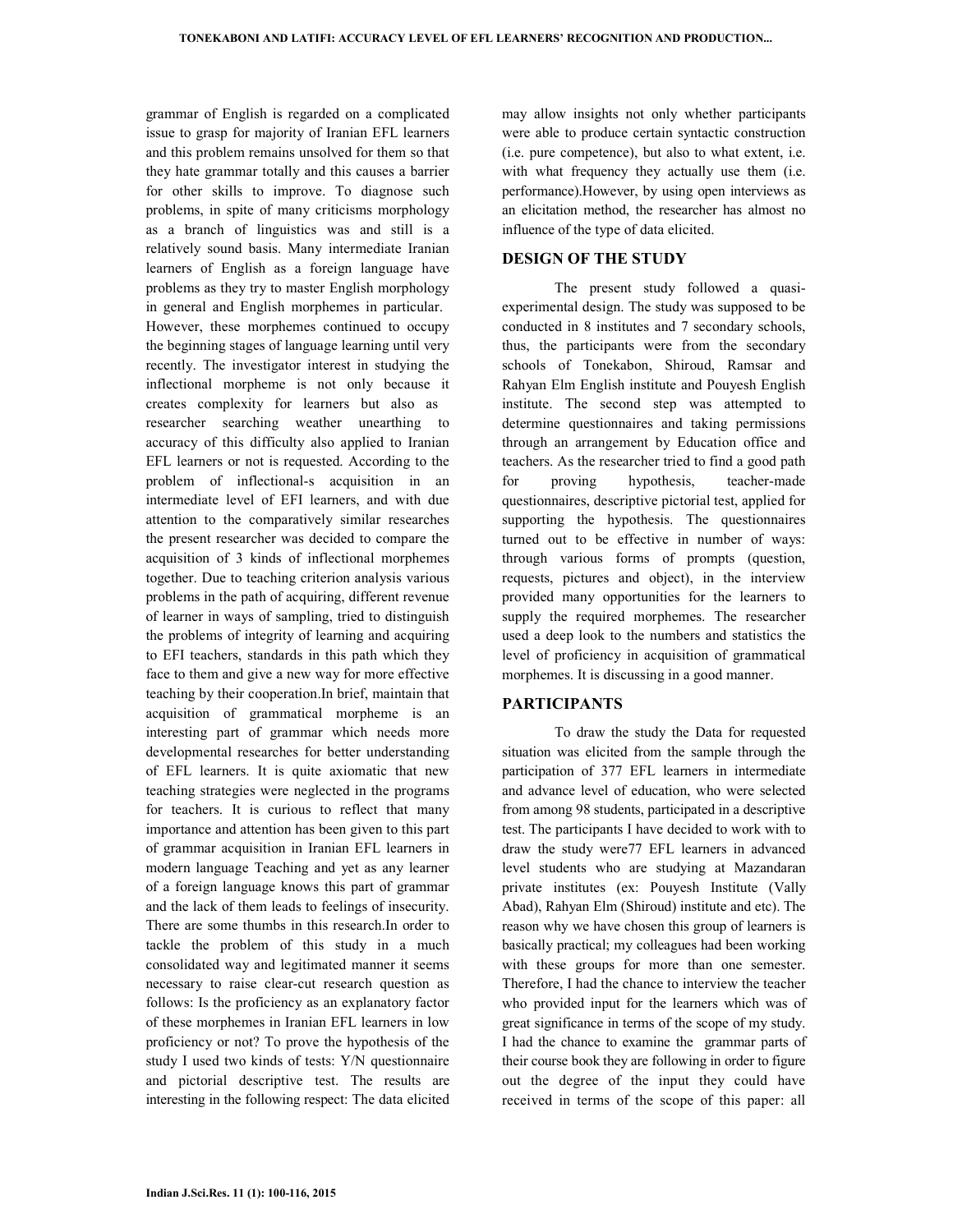grammar of English is regarded on a complicated issue to grasp for majority of Iranian EFL learners and this problem remains unsolved for them so that they hate grammar totally and this causes a barrier for other skills to improve. To diagnose such problems, in spite of many criticisms morphology as a branch of linguistics was and still is a relatively sound basis. Many intermediate Iranian learners of English as a foreign language have problems as they try to master English morphology in general and English morphemes in particular. However, these morphemes continued to occupy the beginning stages of language learning until very recently. The investigator interest in studying the inflectional morpheme is not only because it creates complexity for learners but also as researcher searching weather unearthing to accuracy of this difficulty also applied to Iranian EFL learners or not is requested. According to the problem of inflectional-s acquisition in an intermediate level of EFI learners, and with due attention to the comparatively similar researches the present researcher was decided to compare the acquisition of 3 kinds of inflectional morphemes together. Due to teaching criterion analysis various problems in the path of acquiring, different revenue of learner in ways of sampling, tried to distinguish the problems of integrity of learning and acquiring to EFI teachers, standards in this path which they face to them and give a new way for more effective teaching by their cooperation.In brief, maintain that acquisition of grammatical morpheme is an interesting part of grammar which needs more developmental researches for better understanding of EFL learners. It is quite axiomatic that new teaching strategies were neglected in the programs for teachers. It is curious to reflect that many importance and attention has been given to this part of grammar acquisition in Iranian EFL learners in modern language Teaching and yet as any learner of a foreign language knows this part of grammar and the lack of them leads to feelings of insecurity. There are some thumbs in this research.In order to tackle the problem of this study in a much consolidated way and legitimated manner it seems necessary to raise clear-cut research question as follows: Is the proficiency as an explanatory factor of these morphemes in Iranian EFL learners in low proficiency or not? To prove the hypothesis of the study I used two kinds of tests: Y/N questionnaire and pictorial descriptive test. The results are interesting in the following respect: The data elicited may allow insights not only whether participants were able to produce certain syntactic construction (i.e. pure competence), but also to what extent, i.e. with what frequency they actually use them (i.e. performance).However, by using open interviews as an elicitation method, the researcher has almost no influence of the type of data elicited.

## DESIGN OF THE STUDY

The present study followed a quasi-experimental design. The study was supposed to be conducted in 8 institutes and 7 secondary schools, thus, the participants were from the secondary schools of Tonekabon, Shiroud, Ramsar and Rahyan Elm English institute and Pouyesh English institute. The second step was attempted to determine questionnaires and taking permissions through an arrangement by Education office and teachers. As the researcher tried to find a good path for proving hypothesis, teacher-made questionnaires, descriptive pictorial test, applied for supporting the hypothesis. The questionnaires turned out to be effective in number of ways: through various forms of prompts (question, requests, pictures and object), in the interview provided many opportunities for the learners to supply the required morphemes. The researcher used a deep look to the numbers and statistics the level of proficiency in acquisition of grammatical morphemes. It is discussing in a good manner.

## PARTICIPANTS

To draw the study the Data for requested situation was elicited from the sample through the participation of 377 EFL learners in intermediate and advance level of education, who were selected from among 98 students, participated in a descriptive test. The participants I have decided to work with to draw the study were77 EFL learners in advanced level students who are studying at Mazandaran private institutes (ex: Pouyesh Institute (Vally Abad), Rahyan Elm (Shiroud) institute and etc). The reason why we have chosen this group of learners is basically practical; my colleagues had been working with these groups for more than one semester. Therefore, I had the chance to interview the teacher who provided input for the learners which was of great significance in terms of the scope of my study. I had the chance to examine the grammar parts of their course book they are following in order to figure out the degree of the input they could have received in terms of the scope of this paper: all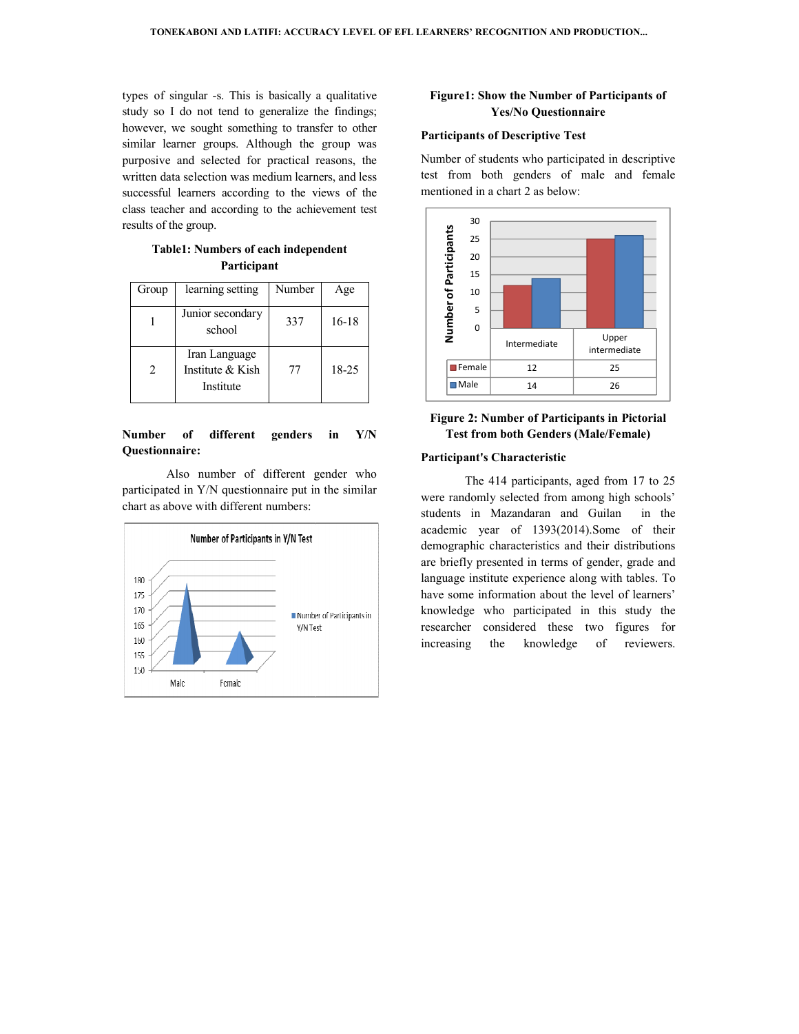types of singular -s. This is basically a qualitative study so I do not tend to generalize the findings; however, we sought something to transfer to other similar learner groups. Although the group was purposive and selected for practical reasons, the written data selection was medium learners, and less successful learners according to the views of the class teacher and according to the achievement test results of the group.

**Table1: Numbers of each independent Participant**

| Group | learning setting | Number | Age |
|---|---|---|---|
| 1 | Junior secondary school | 337 | 16-18 |
| 2 | Iran Language Institute & Kish Institute | 77 | 18-25 |

**Number of different genders in Y/N Questionnaire:**

Also number of different gender who participated in Y/N questionnaire put in the similar chart as above with different numbers:

**Figure1: Show the Number of Participants of Yes/No Questionnaire**

**Participants of Descriptive Test**

Number of students who participated in descriptive test from both genders of male and female mentioned in a chart 2 as below:

| | Intermediate | Upper intermediate |
|---|---|---|
| Female | 12 | 25 |
| Male | 14 | 26 |

**Figure 2: Number of Participants in Pictorial Test from both Genders (Male/Female)**

**Participant's Characteristic**

The 414 participants, aged from 17 to 25 were randomly selected from among high schools' students in Mazandaran and Guilan in the academic year of 1393(2014).Some of their demographic characteristics and their distributions are briefly presented in terms of gender, grade and language institute experience along with tables. To have some information about the level of learners' knowledge who participated in this study the researcher considered these two figures for increasing the knowledge of reviewers.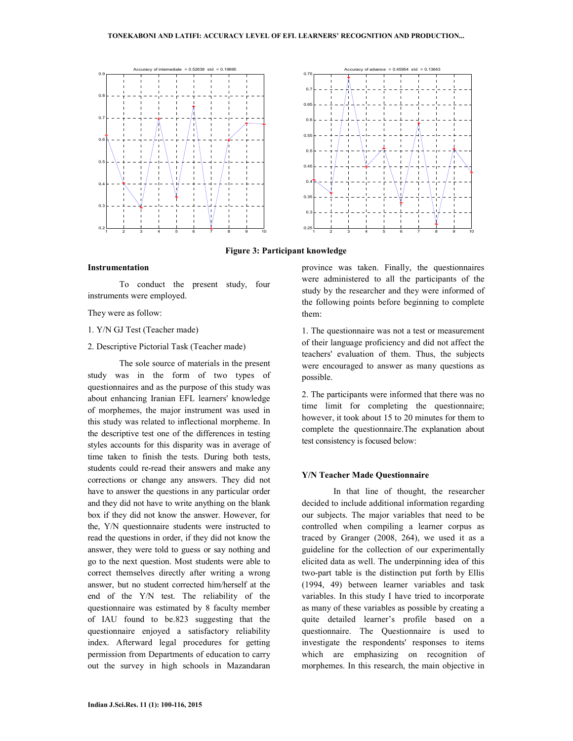Figure 3: Participant knowledge

### Instrumentation

To conduct the present study, four instruments were employed.

They were as follow:

1. Y/N GJ Test (Teacher made)

2. Descriptive Pictorial Task (Teacher made)

The sole source of materials in the present study was in the form of two types of questionnaires and as the purpose of this study was about enhancing Iranian EFL learners' knowledge of morphemes, the major instrument was used in this study was related to inflectional morpheme. In the descriptive test one of the differences in testing styles accounts for this disparity was in average of time taken to finish the tests. During both tests, students could re-read their answers and make any corrections or change any answers. They did not have to answer the questions in any particular order and they did not have to write anything on the blank box if they did not know the answer. However, for the, Y/N questionnaire students were instructed to read the questions in order, if they did not know the answer, they were told to guess or say nothing and go to the next question. Most students were able to correct themselves directly after writing a wrong answer, but no student corrected him/herself at the end of the Y/N test. The reliability of the questionnaire was estimated by 8 faculty member of IAU found to be.823 suggesting that the questionnaire enjoyed a satisfactory reliability index. Afterward legal procedures for getting permission from Departments of education to carry out the survey in high schools in Mazandaran province was taken. Finally, the questionnaires were administered to all the participants of the study by the researcher and they were informed of the following points before beginning to complete them:

1. The questionnaire was not a test or measurement of their language proficiency and did not affect the teachers' evaluation of them. Thus, the subjects were encouraged to answer as many questions as possible.

2. The participants were informed that there was no time limit for completing the questionnaire; however, it took about 15 to 20 minutes for them to complete the questionnaire.The explanation about test consistency is focused below:

### Y/N Teacher Made Questionnaire

In that line of thought, the researcher decided to include additional information regarding our subjects. The major variables that need to be controlled when compiling a learner corpus as traced by Granger (2008, 264), we used it as a guideline for the collection of our experimentally elicited data as well. The underpinning idea of this two-part table is the distinction put forth by Ellis (1994, 49) between learner variables and task variables. In this study I have tried to incorporate as many of these variables as possible by creating a quite detailed learner's profile based on a questionnaire. The Questionnaire is used to investigate the respondents' responses to items which are emphasizing on recognition of morphemes. In this research, the main objective in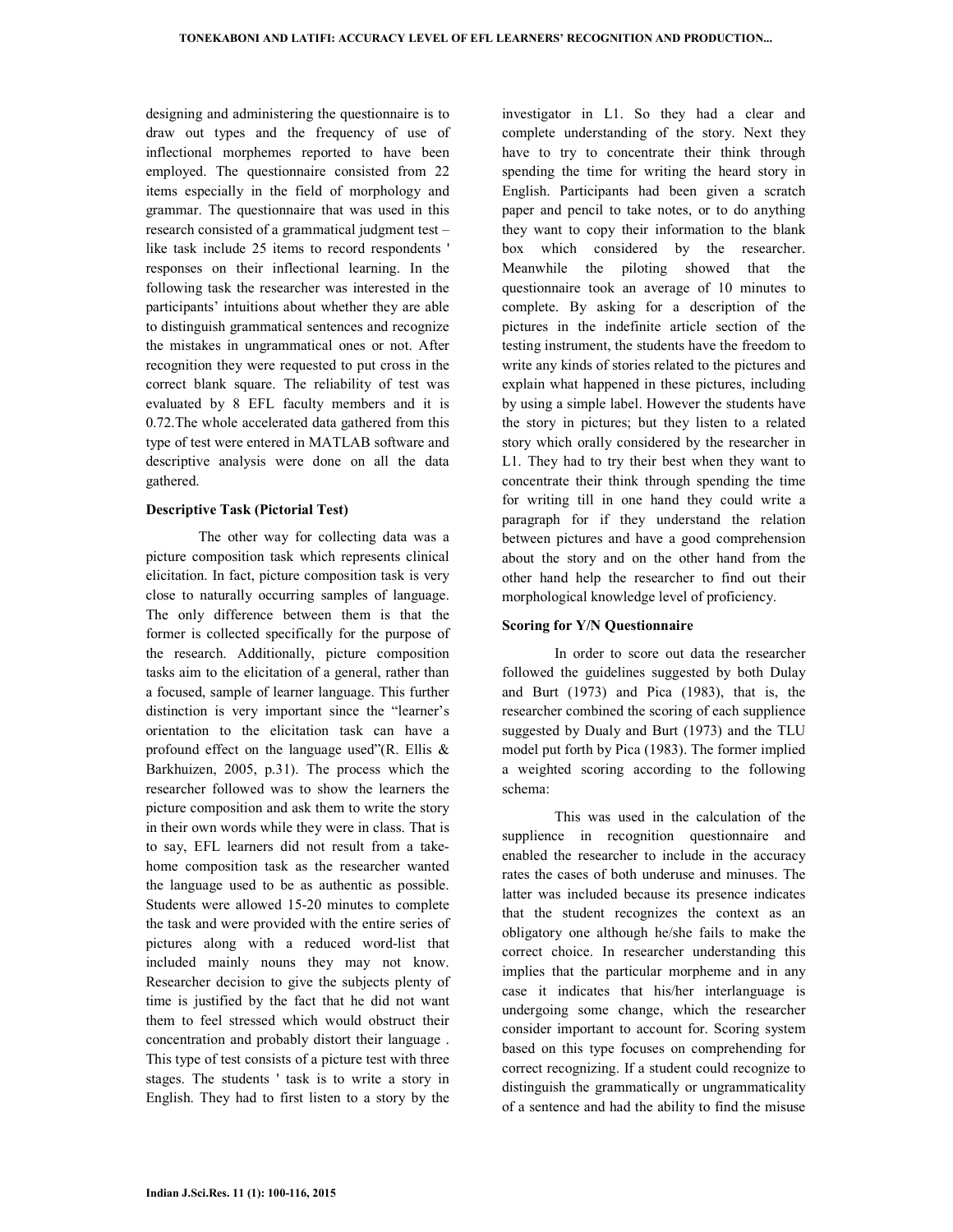designing and administering the questionnaire is to draw out types and the frequency of use of inflectional morphemes reported to have been employed. The questionnaire consisted from 22 items especially in the field of morphology and grammar. The questionnaire that was used in this research consisted of a grammatical judgment test – like task include 25 items to record respondents ' responses on their inflectional learning. In the following task the researcher was interested in the participants' intuitions about whether they are able to distinguish grammatical sentences and recognize the mistakes in ungrammatical ones or not. After recognition they were requested to put cross in the correct blank square. The reliability of test was evaluated by 8 EFL faculty members and it is 0.72.The whole accelerated data gathered from this type of test were entered in MATLAB software and descriptive analysis were done on all the data gathered.

### Descriptive Task (Pictorial Test)

The other way for collecting data was a picture composition task which represents clinical elicitation. In fact, picture composition task is very close to naturally occurring samples of language. The only difference between them is that the former is collected specifically for the purpose of the research. Additionally, picture composition tasks aim to the elicitation of a general, rather than a focused, sample of learner language. This further distinction is very important since the "learner's orientation to the elicitation task can have a profound effect on the language used"(R. Ellis & Barkhuizen, 2005, p.31). The process which the researcher followed was to show the learners the picture composition and ask them to write the story in their own words while they were in class. That is to say, EFL learners did not result from a take-home composition task as the researcher wanted the language used to be as authentic as possible. Students were allowed 15-20 minutes to complete the task and were provided with the entire series of pictures along with a reduced word-list that included mainly nouns they may not know. Researcher decision to give the subjects plenty of time is justified by the fact that he did not want them to feel stressed which would obstruct their concentration and probably distort their language . This type of test consists of a picture test with three stages. The students ' task is to write a story in English. They had to first listen to a story by the investigator in L1. So they had a clear and complete understanding of the story. Next they have to try to concentrate their think through spending the time for writing the heard story in English. Participants had been given a scratch paper and pencil to take notes, or to do anything they want to copy their information to the blank box which considered by the researcher. Meanwhile the piloting showed that the questionnaire took an average of 10 minutes to complete. By asking for a description of the pictures in the indefinite article section of the testing instrument, the students have the freedom to write any kinds of stories related to the pictures and explain what happened in these pictures, including by using a simple label. However the students have the story in pictures; but they listen to a related story which orally considered by the researcher in L1. They had to try their best when they want to concentrate their think through spending the time for writing till in one hand they could write a paragraph for if they understand the relation between pictures and have a good comprehension about the story and on the other hand from the other hand help the researcher to find out their morphological knowledge level of proficiency.

### Scoring for Y/N Questionnaire

In order to score out data the researcher followed the guidelines suggested by both Dulay and Burt (1973) and Pica (1983), that is, the researcher combined the scoring of each supplience suggested by Dualy and Burt (1973) and the TLU model put forth by Pica (1983). The former implied a weighted scoring according to the following schema:

This was used in the calculation of the supplience in recognition questionnaire and enabled the researcher to include in the accuracy rates the cases of both underuse and minuses. The latter was included because its presence indicates that the student recognizes the context as an obligatory one although he/she fails to make the correct choice. In researcher understanding this implies that the particular morpheme and in any case it indicates that his/her interlanguage is undergoing some change, which the researcher consider important to account for. Scoring system based on this type focuses on comprehending for correct recognizing. If a student could recognize to distinguish the grammatically or ungrammaticality of a sentence and had the ability to find the misuse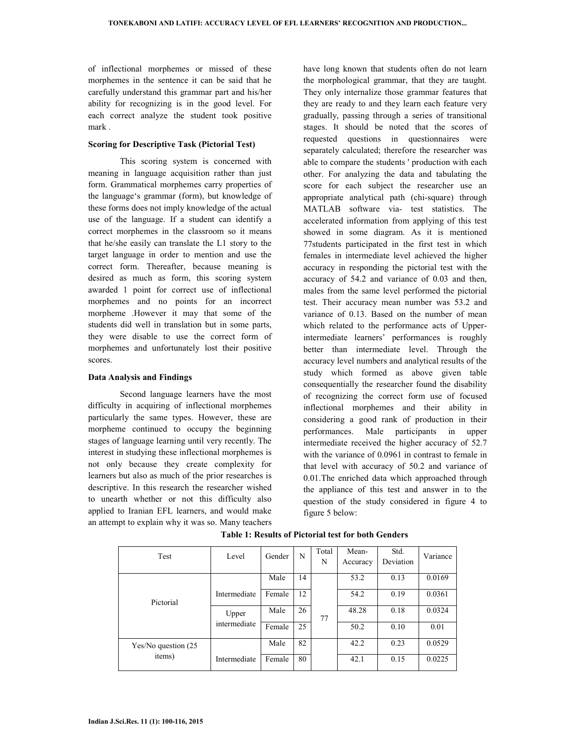of inflectional morphemes or missed of these morphemes in the sentence it can be said that he carefully understand this grammar part and his/her ability for recognizing is in the good level. For each correct analyze the student took positive mark .

### Scoring for Descriptive Task (Pictorial Test)

This scoring system is concerned with meaning in language acquisition rather than just form. Grammatical morphemes carry properties of the language's grammar (form), but knowledge of these forms does not imply knowledge of the actual use of the language. If a student can identify a correct morphemes in the classroom so it means that he/she easily can translate the L1 story to the target language in order to mention and use the correct form. Thereafter, because meaning is desired as much as form, this scoring system awarded 1 point for correct use of inflectional morphemes and no points for an incorrect morpheme .However it may that some of the students did well in translation but in some parts, they were disable to use the correct form of morphemes and unfortunately lost their positive scores.

### Data Analysis and Findings

Second language learners have the most difficulty in acquiring of inflectional morphemes particularly the same types. However, these are morpheme continued to occupy the beginning stages of language learning until very recently. The interest in studying these inflectional morphemes is not only because they create complexity for learners but also as much of the prior researches is descriptive. In this research the researcher wished to unearth whether or not this difficulty also applied to Iranian EFL learners, and would make an attempt to explain why it was so. Many teachers have long known that students often do not learn the morphological grammar, that they are taught. They only internalize those grammar features that they are ready to and they learn each feature very gradually, passing through a series of transitional stages. It should be noted that the scores of requested questions in questionnaires were separately calculated; therefore the researcher was able to compare the students ' production with each other. For analyzing the data and tabulating the score for each subject the researcher use an appropriate analytical path (chi-square) through MATLAB software via- test statistics. The accelerated information from applying of this test showed in some diagram. As it is mentioned 77students participated in the first test in which females in intermediate level achieved the higher accuracy in responding the pictorial test with the accuracy of 54.2 and variance of 0.03 and then, males from the same level performed the pictorial test. Their accuracy mean number was 53.2 and variance of 0.13. Based on the number of mean which related to the performance acts of Upper-intermediate learners' performances is roughly better than intermediate level. Through the accuracy level numbers and analytical results of the study which formed as above given table consequentially the researcher found the disability of recognizing the correct form use of focused inflectional morphemes and their ability in considering a good rank of production in their performances. Male participants in upper intermediate received the higher accuracy of 52.7 with the variance of 0.0961 in contrast to female in that level with accuracy of 50.2 and variance of 0.01.The enriched data which approached through the appliance of this test and answer in to the question of the study considered in figure 4 to figure 5 below:

**Table 1: Results of Pictorial test for both Genders**

| Test | Level | Gender | N | Total N | Mean-Accuracy | Std. Deviation | Variance |
|---|---|---|---|---|---|---|---|
| Pictorial | Intermediate | Male | 14 | 77 | 53.2 | 0.13 | 0.0169 |
| | | Female | 12 | | 54.2 | 0.19 | 0.0361 |
| | Upper intermediate | Male | 26 | | 48.28 | 0.18 | 0.0324 |
| | | Female | 25 | | 50.2 | 0.10 | 0.01 |
| Yes/No question (25 items) | Intermediate | Male | 82 | | 42.2 | 0.23 | 0.0529 |
| | | Female | 80 | | 42.1 | 0.15 | 0.0225 |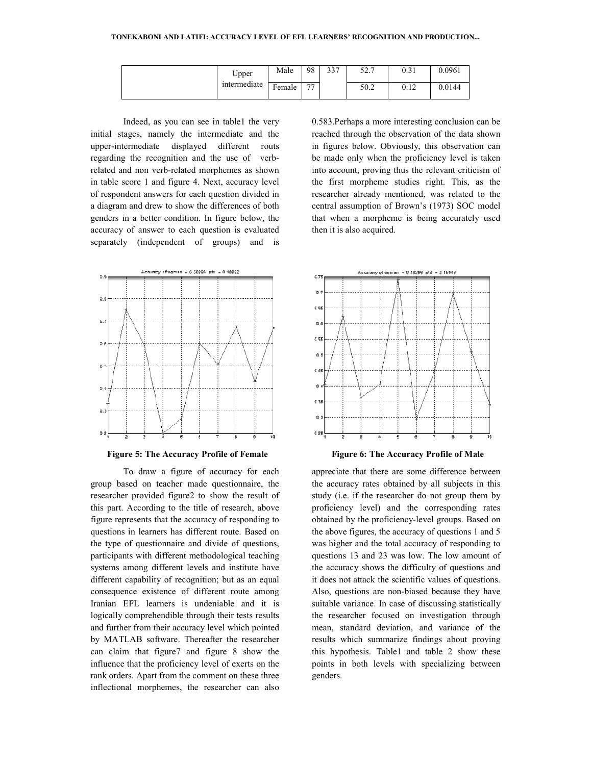| | Upper intermediate | Male | 98 | 337 | 52.7 | 0.31 | 0.0961 |
|---|---|---|---|---|---|---|---|
| | | Female | 77 | | 50.2 | 0.12 | 0.0144 |

Indeed, as you can see in table1 the very initial stages, namely the intermediate and the upper-intermediate displayed different routs regarding the recognition and the use of verb-related and non verb-related morphemes as shown in table score 1 and figure 4. Next, accuracy level of respondent answers for each question divided in a diagram and drew to show the differences of both genders in a better condition. In figure below, the accuracy of answer to each question is evaluated separately (independent of groups) and is 0.583.Perhaps a more interesting conclusion can be reached through the observation of the data shown in figures below. Obviously, this observation can be made only when the proficiency level is taken into account, proving thus the relevant criticism of the first morpheme studies right. This, as the researcher already mentioned, was related to the central assumption of Brown's (1973) SOC model that when a morpheme is being accurately used then it is also acquired.

**Figure 5: The Accuracy Profile of Female**

**Figure 6: The Accuracy Profile of Male**

To draw a figure of accuracy for each group based on teacher made questionnaire, the researcher provided figure2 to show the result of this part. According to the title of research, above figure represents that the accuracy of responding to questions in learners has different route. Based on the type of questionnaire and divide of questions, participants with different methodological teaching systems among different levels and institute have different capability of recognition; but as an equal consequence existence of different route among Iranian EFL learners is undeniable and it is logically comprehendible through their tests results and further from their accuracy level which pointed by MATLAB software. Thereafter the researcher can claim that figure7 and figure 8 show the influence that the proficiency level of exerts on the rank orders. Apart from the comment on these three inflectional morphemes, the researcher can also appreciate that there are some difference between the accuracy rates obtained by all subjects in this study (i.e. if the researcher do not group them by proficiency level) and the corresponding rates obtained by the proficiency-level groups. Based on the above figures, the accuracy of questions 1 and 5 was higher and the total accuracy of responding to questions 13 and 23 was low. The low amount of the accuracy shows the difficulty of questions and it does not attack the scientific values of questions. Also, questions are non-biased because they have suitable variance. In case of discussing statistically the researcher focused on investigation through mean, standard deviation, and variance of the results which summarize findings about proving this hypothesis. Table1 and table 2 show these points in both levels with specializing between genders.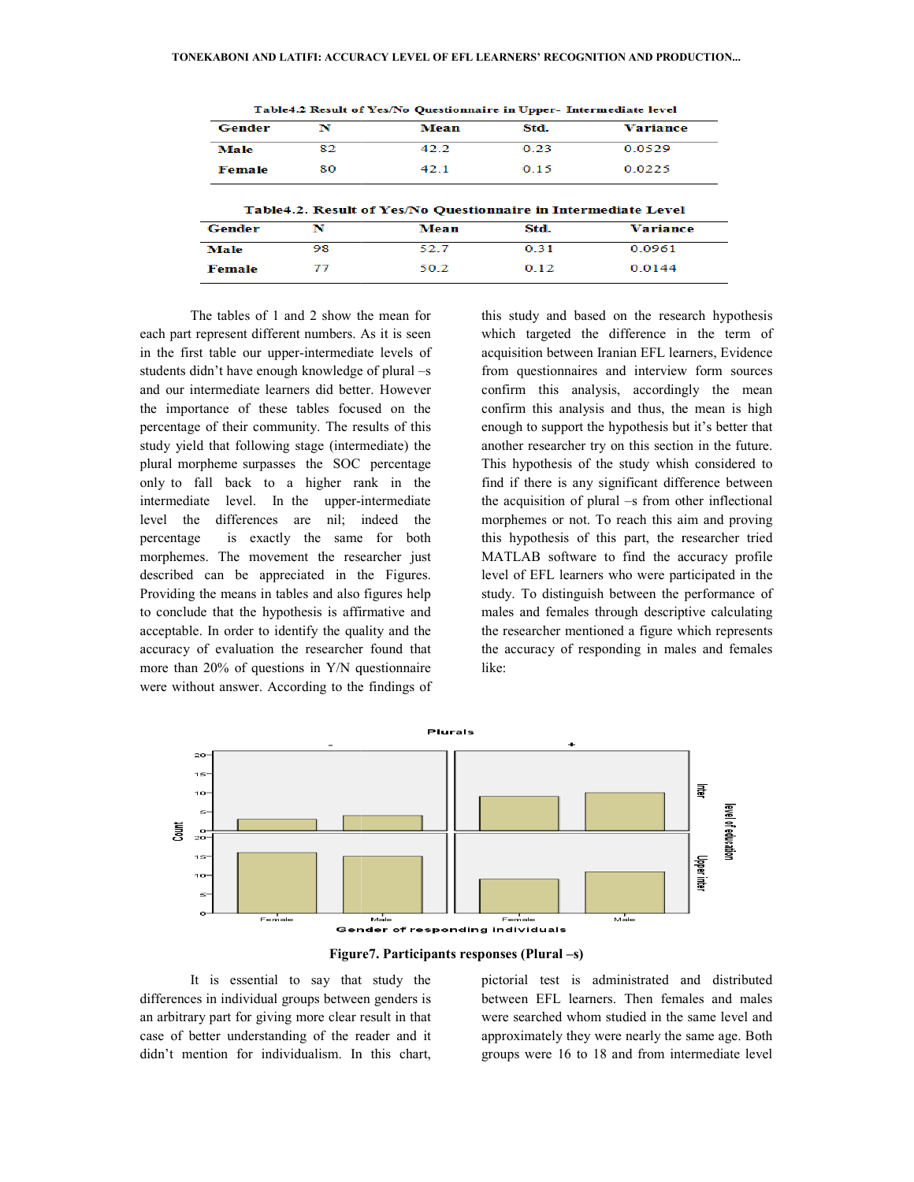**Table4.2 Result of Yes/No Questionnaire in Upper- Intermediate level**

| Gender | N | Mean | Std. | Variance |
|---|---|---|---|---|
| Male | 82 | 42.2 | 0.23 | 0.0529 |
| Female | 80 | 42.1 | 0.15 | 0.0225 |

**Table4.2. Result of Yes/No Questionnaire in Intermediate Level**

| Gender | N | Mean | Std. | Variance |
|---|---|---|---|---|
| Male | 98 | 52.7 | 0.31 | 0.0961 |
| Female | 77 | 50.2 | 0.12 | 0.0144 |

The tables of 1 and 2 show the mean for each part represent different numbers. As it is seen in the first table our upper-intermediate levels of students didn't have enough knowledge of plural –s and our intermediate learners did better. However the importance of these tables focused on the percentage of their community. The results of this study yield that following stage (intermediate) the plural morpheme surpasses the SOC percentage only to fall back to a higher rank in the intermediate level. In the upper-intermediate level the differences are nil; indeed the percentage is exactly the same for both morphemes. The movement the researcher just described can be appreciated in the Figures. Providing the means in tables and also figures help to conclude that the hypothesis is affirmative and acceptable. In order to identify the quality and the accuracy of evaluation the researcher found that more than 20% of questions in Y/N questionnaire were without answer. According to the findings of this study and based on the research hypothesis which targeted the difference in the term of acquisition between Iranian EFL learners, Evidence from questionnaires and interview form sources confirm this analysis, accordingly the mean confirm this analysis and thus, the mean is high enough to support the hypothesis but it's better that another researcher try on this section in the future. This hypothesis of the study whish considered to find if there is any significant difference between the acquisition of plural –s from other inflectional morphemes or not. To reach this aim and proving this hypothesis of this part, the researcher tried MATLAB software to find the accuracy profile level of EFL learners who were participated in the study. To distinguish between the performance of males and females through descriptive calculating the researcher mentioned a figure which represents the accuracy of responding in males and females like:

**Figure7. Participants responses (Plural –s)**

It is essential to say that study the differences in individual groups between genders is an arbitrary part for giving more clear result in that case of better understanding of the reader and it didn't mention for individualism. In this chart, pictorial test is administrated and distributed between EFL learners. Then females and males were searched whom studied in the same level and approximately they were nearly the same age. Both groups were 16 to 18 and from intermediate level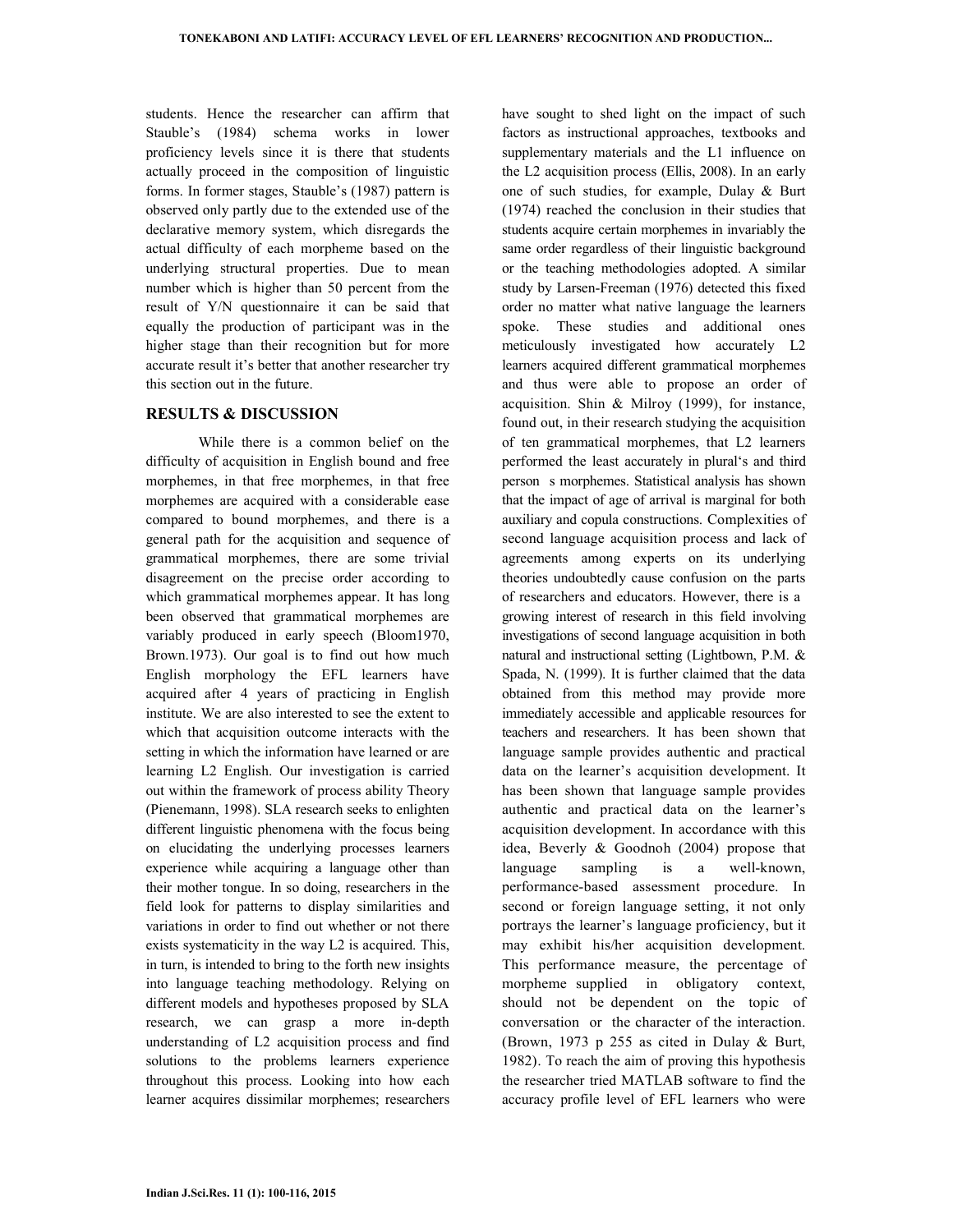students. Hence the researcher can affirm that Stauble's (1984) schema works in lower proficiency levels since it is there that students actually proceed in the composition of linguistic forms. In former stages, Stauble's (1987) pattern is observed only partly due to the extended use of the declarative memory system, which disregards the actual difficulty of each morpheme based on the underlying structural properties. Due to mean number which is higher than 50 percent from the result of Y/N questionnaire it can be said that equally the production of participant was in the higher stage than their recognition but for more accurate result it's better that another researcher try this section out in the future.

## RESULTS & DISCUSSION

While there is a common belief on the difficulty of acquisition in English bound and free morphemes, in that free morphemes, in that free morphemes are acquired with a considerable ease compared to bound morphemes, and there is a general path for the acquisition and sequence of grammatical morphemes, there are some trivial disagreement on the precise order according to which grammatical morphemes appear. It has long been observed that grammatical morphemes are variably produced in early speech (Bloom1970, Brown.1973). Our goal is to find out how much English morphology the EFL learners have acquired after 4 years of practicing in English institute. We are also interested to see the extent to which that acquisition outcome interacts with the setting in which the information have learned or are learning L2 English. Our investigation is carried out within the framework of process ability Theory (Pienemann, 1998). SLA research seeks to enlighten different linguistic phenomena with the focus being on elucidating the underlying processes learners experience while acquiring a language other than their mother tongue. In so doing, researchers in the field look for patterns to display similarities and variations in order to find out whether or not there exists systematicity in the way L2 is acquired. This, in turn, is intended to bring to the forth new insights into language teaching methodology. Relying on different models and hypotheses proposed by SLA research, we can grasp a more in-depth understanding of L2 acquisition process and find solutions to the problems learners experience throughout this process. Looking into how each learner acquires dissimilar morphemes; researchers have sought to shed light on the impact of such factors as instructional approaches, textbooks and supplementary materials and the L1 influence on the L2 acquisition process (Ellis, 2008). In an early one of such studies, for example, Dulay & Burt (1974) reached the conclusion in their studies that students acquire certain morphemes in invariably the same order regardless of their linguistic background or the teaching methodologies adopted. A similar study by Larsen-Freeman (1976) detected this fixed order no matter what native language the learners spoke. These studies and additional ones meticulously investigated how accurately L2 learners acquired different grammatical morphemes and thus were able to propose an order of acquisition. Shin & Milroy (1999), for instance, found out, in their research studying the acquisition of ten grammatical morphemes, that L2 learners performed the least accurately in plural's and third person s morphemes. Statistical analysis has shown that the impact of age of arrival is marginal for both auxiliary and copula constructions. Complexities of second language acquisition process and lack of agreements among experts on its underlying theories undoubtedly cause confusion on the parts of researchers and educators. However, there is a growing interest of research in this field involving investigations of second language acquisition in both natural and instructional setting (Lightbown, P.M. & Spada, N. (1999). It is further claimed that the data obtained from this method may provide more immediately accessible and applicable resources for teachers and researchers. It has been shown that language sample provides authentic and practical data on the learner's acquisition development. It has been shown that language sample provides authentic and practical data on the learner's acquisition development. In accordance with this idea, Beverly & Goodnoh (2004) propose that language sampling is a well-known, performance-based assessment procedure. In second or foreign language setting, it not only portrays the learner's language proficiency, but it may exhibit his/her acquisition development. This performance measure, the percentage of morpheme supplied in obligatory context, should not be dependent on the topic of conversation or the character of the interaction. (Brown, 1973 p 255 as cited in Dulay & Burt, 1982). To reach the aim of proving this hypothesis the researcher tried MATLAB software to find the accuracy profile level of EFL learners who were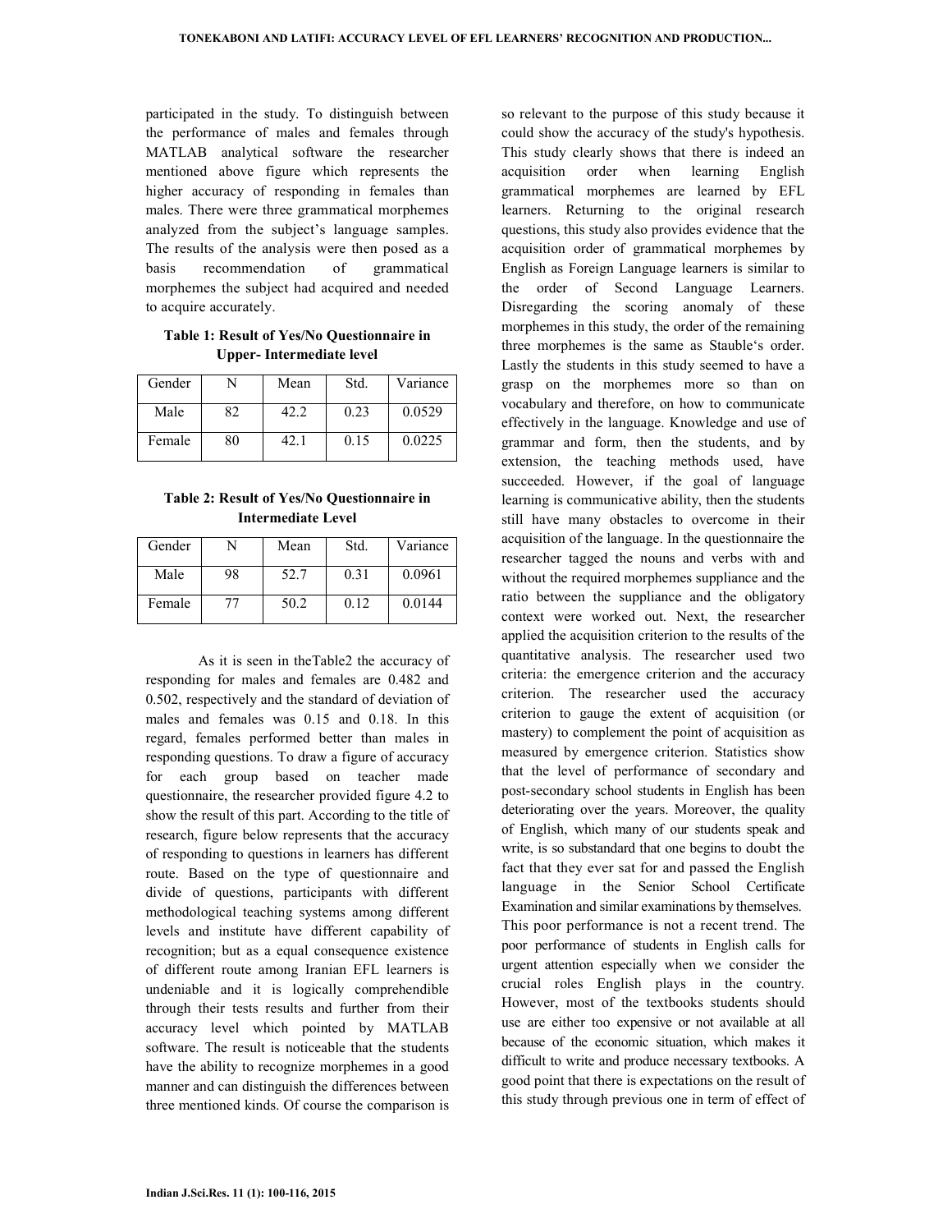participated in the study. To distinguish between the performance of males and females through MATLAB analytical software the researcher mentioned above figure which represents the higher accuracy of responding in females than males. There were three grammatical morphemes analyzed from the subject's language samples. The results of the analysis were then posed as a basis recommendation of grammatical morphemes the subject had acquired and needed to acquire accurately.

**Table 1: Result of Yes/No Questionnaire in Upper- Intermediate level**

| Gender | N | Mean | Std. | Variance |
|---|---|---|---|---|
| Male | 82 | 42.2 | 0.23 | 0.0529 |
| Female | 80 | 42.1 | 0.15 | 0.0225 |

**Table 2: Result of Yes/No Questionnaire in Intermediate Level**

| Gender | N | Mean | Std. | Variance |
|---|---|---|---|---|
| Male | 98 | 52.7 | 0.31 | 0.0961 |
| Female | 77 | 50.2 | 0.12 | 0.0144 |

As it is seen in theTable2 the accuracy of responding for males and females are 0.482 and 0.502, respectively and the standard of deviation of males and females was 0.15 and 0.18. In this regard, females performed better than males in responding questions. To draw a figure of accuracy for each group based on teacher made questionnaire, the researcher provided figure 4.2 to show the result of this part. According to the title of research, figure below represents that the accuracy of responding to questions in learners has different route. Based on the type of questionnaire and divide of questions, participants with different methodological teaching systems among different levels and institute have different capability of recognition; but as a equal consequence existence of different route among Iranian EFL learners is undeniable and it is logically comprehendible through their tests results and further from their accuracy level which pointed by MATLAB software. The result is noticeable that the students have the ability to recognize morphemes in a good manner and can distinguish the differences between three mentioned kinds. Of course the comparison is so relevant to the purpose of this study because it could show the accuracy of the study's hypothesis. This study clearly shows that there is indeed an acquisition order when learning English grammatical morphemes are learned by EFL learners. Returning to the original research questions, this study also provides evidence that the acquisition order of grammatical morphemes by English as Foreign Language learners is similar to the order of Second Language Learners. Disregarding the scoring anomaly of these morphemes in this study, the order of the remaining three morphemes is the same as Stauble's order. Lastly the students in this study seemed to have a grasp on the morphemes more so than on vocabulary and therefore, on how to communicate effectively in the language. Knowledge and use of grammar and form, then the students, and by extension, the teaching methods used, have succeeded. However, if the goal of language learning is communicative ability, then the students still have many obstacles to overcome in their acquisition of the language. In the questionnaire the researcher tagged the nouns and verbs with and without the required morphemes suppliance and the ratio between the suppliance and the obligatory context were worked out. Next, the researcher applied the acquisition criterion to the results of the quantitative analysis. The researcher used two criteria: the emergence criterion and the accuracy criterion. The researcher used the accuracy criterion to gauge the extent of acquisition (or mastery) to complement the point of acquisition as measured by emergence criterion. Statistics show that the level of performance of secondary and post-secondary school students in English has been deteriorating over the years. Moreover, the quality of English, which many of our students speak and write, is so substandard that one begins to doubt the fact that they ever sat for and passed the English language in the Senior School Certificate Examination and similar examinations by themselves. This poor performance is not a recent trend. The poor performance of students in English calls for urgent attention especially when we consider the crucial roles English plays in the country. However, most of the textbooks students should use are either too expensive or not available at all because of the economic situation, which makes it difficult to write and produce necessary textbooks. A good point that there is expectations on the result of this study through previous one in term of effect of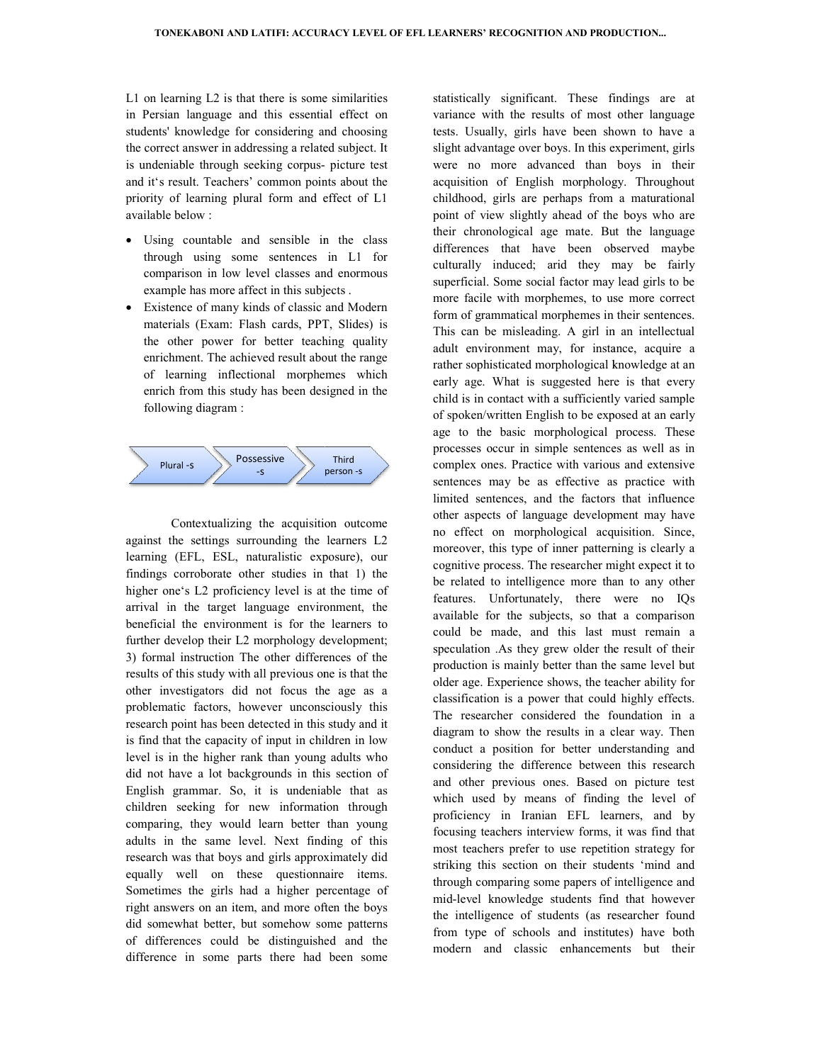L1 on learning L2 is that there is some similarities in Persian language and this essential effect on students' knowledge for considering and choosing the correct answer in addressing a related subject. It is undeniable through seeking corpus- picture test and it's result. Teachers' common points about the priority of learning plural form and effect of L1 available below :

- Using countable and sensible in the class through using some sentences in L1 for comparison in low level classes and enormous example has more affect in this subjects .
- Existence of many kinds of classic and Modern materials (Exam: Flash cards, PPT, Slides) is the other power for better teaching quality enrichment. The achieved result about the range of learning inflectional morphemes which enrich from this study has been designed in the following diagram :

Plural -s → Possessive -s → Third person -s

Contextualizing the acquisition outcome against the settings surrounding the learners L2 learning (EFL, ESL, naturalistic exposure), our findings corroborate other studies in that 1) the higher one's L2 proficiency level is at the time of arrival in the target language environment, the beneficial the environment is for the learners to further develop their L2 morphology development; 3) formal instruction The other differences of the results of this study with all previous one is that the other investigators did not focus the age as a problematic factors, however unconsciously this research point has been detected in this study and it is find that the capacity of input in children in low level is in the higher rank than young adults who did not have a lot backgrounds in this section of English grammar. So, it is undeniable that as children seeking for new information through comparing, they would learn better than young adults in the same level. Next finding of this research was that boys and girls approximately did equally well on these questionnaire items. Sometimes the girls had a higher percentage of right answers on an item, and more often the boys did somewhat better, but somehow some patterns of differences could be distinguished and the difference in some parts there had been some statistically significant. These findings are at variance with the results of most other language tests. Usually, girls have been shown to have a slight advantage over boys. In this experiment, girls were no more advanced than boys in their acquisition of English morphology. Throughout childhood, girls are perhaps from a maturational point of view slightly ahead of the boys who are their chronological age mate. But the language differences that have been observed maybe culturally induced; arid they may be fairly superficial. Some social factor may lead girls to be more facile with morphemes, to use more correct form of grammatical morphemes in their sentences. This can be misleading. A girl in an intellectual adult environment may, for instance, acquire a rather sophisticated morphological knowledge at an early age. What is suggested here is that every child is in contact with a sufficiently varied sample of spoken/written English to be exposed at an early age to the basic morphological process. These processes occur in simple sentences as well as in complex ones. Practice with various and extensive sentences may be as effective as practice with limited sentences, and the factors that influence other aspects of language development may have no effect on morphological acquisition. Since, moreover, this type of inner patterning is clearly a cognitive process. The researcher might expect it to be related to intelligence more than to any other features. Unfortunately, there were no IQs available for the subjects, so that a comparison could be made, and this last must remain a speculation .As they grew older the result of their production is mainly better than the same level but older age. Experience shows, the teacher ability for classification is a power that could highly effects. The researcher considered the foundation in a diagram to show the results in a clear way. Then conduct a position for better understanding and considering the difference between this research and other previous ones. Based on picture test which used by means of finding the level of proficiency in Iranian EFL learners, and by focusing teachers interview forms, it was find that most teachers prefer to use repetition strategy for striking this section on their students 'mind and through comparing some papers of intelligence and mid-level knowledge students find that however the intelligence of students (as researcher found from type of schools and institutes) have both modern and classic enhancements but their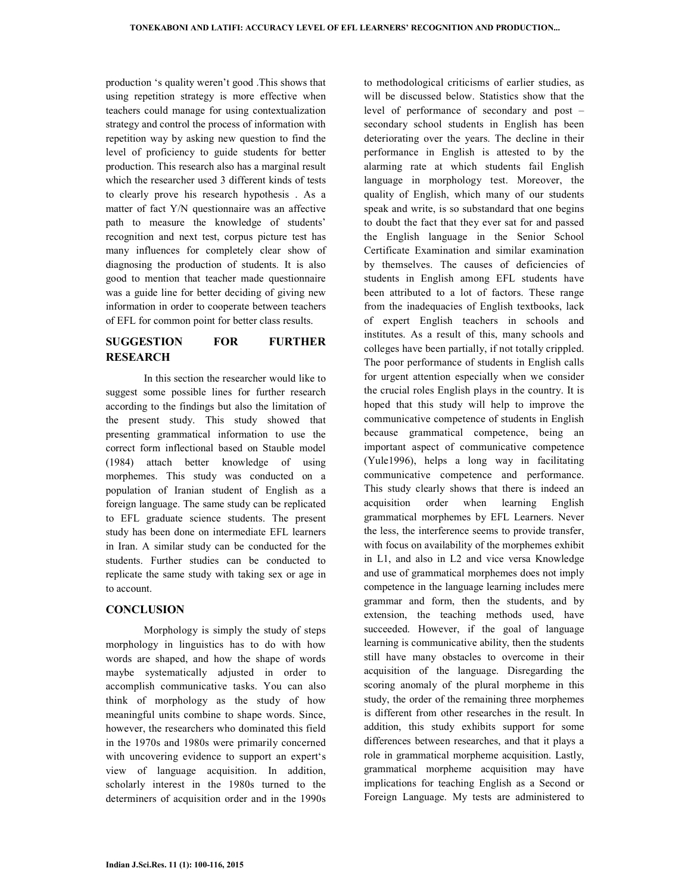production 's quality weren't good .This shows that using repetition strategy is more effective when teachers could manage for using contextualization strategy and control the process of information with repetition way by asking new question to find the level of proficiency to guide students for better production. This research also has a marginal result which the researcher used 3 different kinds of tests to clearly prove his research hypothesis . As a matter of fact Y/N questionnaire was an affective path to measure the knowledge of students' recognition and next test, corpus picture test has many influences for completely clear show of diagnosing the production of students. It is also good to mention that teacher made questionnaire was a guide line for better deciding of giving new information in order to cooperate between teachers of EFL for common point for better class results.

## SUGGESTION FOR FURTHER RESEARCH

In this section the researcher would like to suggest some possible lines for further research according to the findings but also the limitation of the present study. This study showed that presenting grammatical information to use the correct form inflectional based on Stauble model (1984) attach better knowledge of using morphemes. This study was conducted on a population of Iranian student of English as a foreign language. The same study can be replicated to EFL graduate science students. The present study has been done on intermediate EFL learners in Iran. A similar study can be conducted for the students. Further studies can be conducted to replicate the same study with taking sex or age in to account.

## CONCLUSION

Morphology is simply the study of steps morphology in linguistics has to do with how words are shaped, and how the shape of words maybe systematically adjusted in order to accomplish communicative tasks. You can also think of morphology as the study of how meaningful units combine to shape words. Since, however, the researchers who dominated this field in the 1970s and 1980s were primarily concerned with uncovering evidence to support an expert's view of language acquisition. In addition, scholarly interest in the 1980s turned to the determiners of acquisition order and in the 1990s to methodological criticisms of earlier studies, as will be discussed below. Statistics show that the level of performance of secondary and post – secondary school students in English has been deteriorating over the years. The decline in their performance in English is attested to by the alarming rate at which students fail English language in morphology test. Moreover, the quality of English, which many of our students speak and write, is so substandard that one begins to doubt the fact that they ever sat for and passed the English language in the Senior School Certificate Examination and similar examination by themselves. The causes of deficiencies of students in English among EFL students have been attributed to a lot of factors. These range from the inadequacies of English textbooks, lack of expert English teachers in schools and institutes. As a result of this, many schools and colleges have been partially, if not totally crippled. The poor performance of students in English calls for urgent attention especially when we consider the crucial roles English plays in the country. It is hoped that this study will help to improve the communicative competence of students in English because grammatical competence, being an important aspect of communicative competence (Yule1996), helps a long way in facilitating communicative competence and performance. This study clearly shows that there is indeed an acquisition order when learning English grammatical morphemes by EFL Learners. Never the less, the interference seems to provide transfer, with focus on availability of the morphemes exhibit in L1, and also in L2 and vice versa Knowledge and use of grammatical morphemes does not imply competence in the language learning includes mere grammar and form, then the students, and by extension, the teaching methods used, have succeeded. However, if the goal of language learning is communicative ability, then the students still have many obstacles to overcome in their acquisition of the language. Disregarding the scoring anomaly of the plural morpheme in this study, the order of the remaining three morphemes is different from other researches in the result. In addition, this study exhibits support for some differences between researches, and that it plays a role in grammatical morpheme acquisition. Lastly, grammatical morpheme acquisition may have implications for teaching English as a Second or Foreign Language. My tests are administered to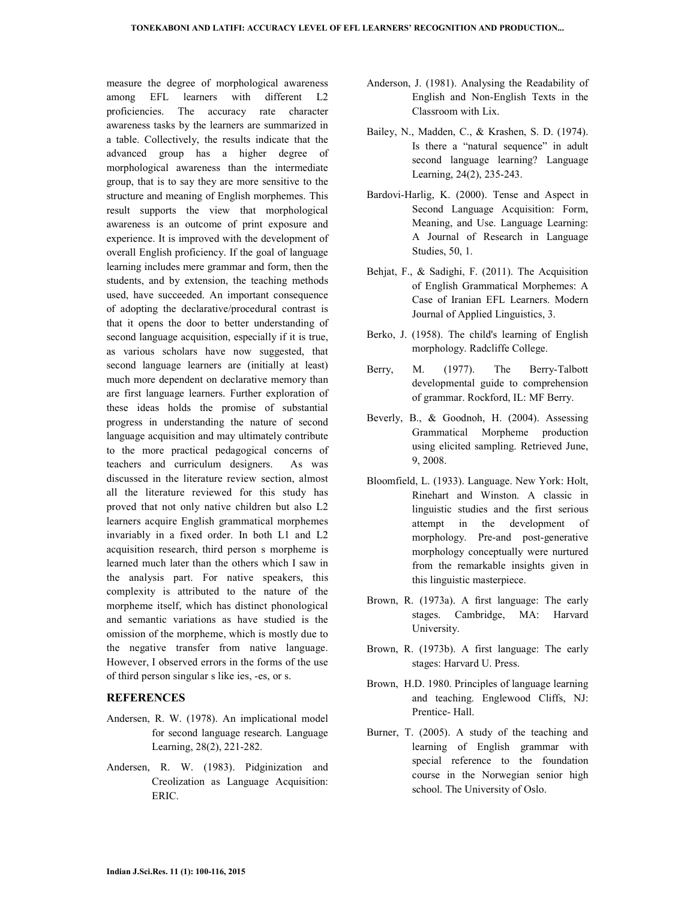measure the degree of morphological awareness among EFL learners with different L2 proficiencies. The accuracy rate character awareness tasks by the learners are summarized in a table. Collectively, the results indicate that the advanced group has a higher degree of morphological awareness than the intermediate group, that is to say they are more sensitive to the structure and meaning of English morphemes. This result supports the view that morphological awareness is an outcome of print exposure and experience. It is improved with the development of overall English proficiency. If the goal of language learning includes mere grammar and form, then the students, and by extension, the teaching methods used, have succeeded. An important consequence of adopting the declarative/procedural contrast is that it opens the door to better understanding of second language acquisition, especially if it is true, as various scholars have now suggested, that second language learners are (initially at least) much more dependent on declarative memory than are first language learners. Further exploration of these ideas holds the promise of substantial progress in understanding the nature of second language acquisition and may ultimately contribute to the more practical pedagogical concerns of teachers and curriculum designers. As was discussed in the literature review section, almost all the literature reviewed for this study has proved that not only native children but also L2 learners acquire English grammatical morphemes invariably in a fixed order. In both L1 and L2 acquisition research, third person s morpheme is learned much later than the others which I saw in the analysis part. For native speakers, this complexity is attributed to the nature of the morpheme itself, which has distinct phonological and semantic variations as have studied is the omission of the morpheme, which is mostly due to the negative transfer from native language. However, I observed errors in the forms of the use of third person singular s like ies, -es, or s.

## REFERENCES

Andersen, R. W. (1978). An implicational model for second language research. Language Learning, 28(2), 221-282.

Andersen, R. W. (1983). Pidginization and Creolization as Language Acquisition: ERIC.

Anderson, J. (1981). Analysing the Readability of English and Non-English Texts in the Classroom with Lix.

Bailey, N., Madden, C., & Krashen, S. D. (1974). Is there a "natural sequence" in adult second language learning? Language Learning, 24(2), 235-243.

Bardovi-Harlig, K. (2000). Tense and Aspect in Second Language Acquisition: Form, Meaning, and Use. Language Learning: A Journal of Research in Language Studies, 50, 1.

Behjat, F., & Sadighi, F. (2011). The Acquisition of English Grammatical Morphemes: A Case of Iranian EFL Learners. Modern Journal of Applied Linguistics, 3.

Berko, J. (1958). The child's learning of English morphology. Radcliffe College.

Berry, M. (1977). The Berry-Talbott developmental guide to comprehension of grammar. Rockford, IL: MF Berry.

Beverly, B., & Goodnoh, H. (2004). Assessing Grammatical Morpheme production using elicited sampling. Retrieved June, 9, 2008.

Bloomfield, L. (1933). Language. New York: Holt, Rinehart and Winston. A classic in linguistic studies and the first serious attempt in the development of morphology. Pre-and post-generative morphology conceptually were nurtured from the remarkable insights given in this linguistic masterpiece.

Brown, R. (1973a). A first language: The early stages. Cambridge, MA: Harvard University.

Brown, R. (1973b). A first language: The early stages: Harvard U. Press.

Brown, H.D. 1980. Principles of language learning and teaching. Englewood Cliffs, NJ: Prentice- Hall.

Burner, T. (2005). A study of the teaching and learning of English grammar with special reference to the foundation course in the Norwegian senior high school. The University of Oslo.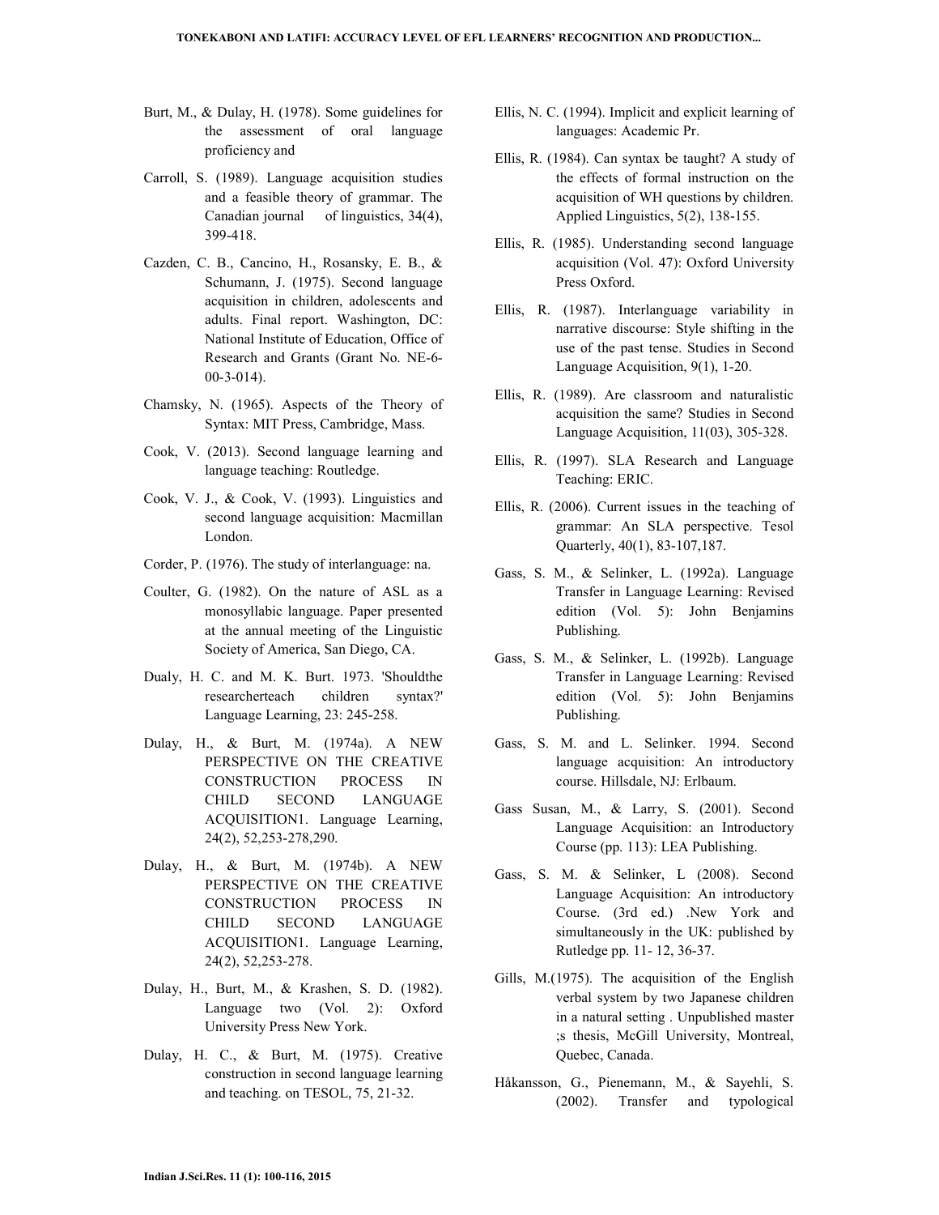Burt, M., & Dulay, H. (1978). Some guidelines for the assessment of oral language proficiency and

Carroll, S. (1989). Language acquisition studies and a feasible theory of grammar. The Canadian journal of linguistics, 34(4), 399-418.

Cazden, C. B., Cancino, H., Rosansky, E. B., & Schumann, J. (1975). Second language acquisition in children, adolescents and adults. Final report. Washington, DC: National Institute of Education, Office of Research and Grants (Grant No. NE-6-00-3-014).

Chamsky, N. (1965). Aspects of the Theory of Syntax: MIT Press, Cambridge, Mass.

Cook, V. (2013). Second language learning and language teaching: Routledge.

Cook, V. J., & Cook, V. (1993). Linguistics and second language acquisition: Macmillan London.

Corder, P. (1976). The study of interlanguage: na.

Coulter, G. (1982). On the nature of ASL as a monosyllabic language. Paper presented at the annual meeting of the Linguistic Society of America, San Diego, CA.

Dualy, H. C. and M. K. Burt. 1973. 'Shouldthe researcherteach children syntax?' Language Learning, 23: 245-258.

Dulay, H., & Burt, M. (1974a). A NEW PERSPECTIVE ON THE CREATIVE CONSTRUCTION PROCESS IN CHILD SECOND LANGUAGE ACQUISITION1. Language Learning, 24(2), 52,253-278,290.

Dulay, H., & Burt, M. (1974b). A NEW PERSPECTIVE ON THE CREATIVE CONSTRUCTION PROCESS IN CHILD SECOND LANGUAGE ACQUISITION1. Language Learning, 24(2), 52,253-278.

Dulay, H., Burt, M., & Krashen, S. D. (1982). Language two (Vol. 2): Oxford University Press New York.

Dulay, H. C., & Burt, M. (1975). Creative construction in second language learning and teaching. on TESOL, 75, 21-32.

Ellis, N. C. (1994). Implicit and explicit learning of languages: Academic Pr.

Ellis, R. (1984). Can syntax be taught? A study of the effects of formal instruction on the acquisition of WH questions by children. Applied Linguistics, 5(2), 138-155.

Ellis, R. (1985). Understanding second language acquisition (Vol. 47): Oxford University Press Oxford.

Ellis, R. (1987). Interlanguage variability in narrative discourse: Style shifting in the use of the past tense. Studies in Second Language Acquisition, 9(1), 1-20.

Ellis, R. (1989). Are classroom and naturalistic acquisition the same? Studies in Second Language Acquisition, 11(03), 305-328.

Ellis, R. (1997). SLA Research and Language Teaching: ERIC.

Ellis, R. (2006). Current issues in the teaching of grammar: An SLA perspective. Tesol Quarterly, 40(1), 83-107,187.

Gass, S. M., & Selinker, L. (1992a). Language Transfer in Language Learning: Revised edition (Vol. 5): John Benjamins Publishing.

Gass, S. M., & Selinker, L. (1992b). Language Transfer in Language Learning: Revised edition (Vol. 5): John Benjamins Publishing.

Gass, S. M. and L. Selinker. 1994. Second language acquisition: An introductory course. Hillsdale, NJ: Erlbaum.

Gass Susan, M., & Larry, S. (2001). Second Language Acquisition: an Introductory Course (pp. 113): LEA Publishing.

Gass, S. M. & Selinker, L (2008). Second Language Acquisition: An introductory Course. (3rd ed.) .New York and simultaneously in the UK: published by Rutledge pp. 11- 12, 36-37.

Gills, M.(1975). The acquisition of the English verbal system by two Japanese children in a natural setting . Unpublished master ;s thesis, McGill University, Montreal, Quebec, Canada.

Håkansson, G., Pienemann, M., & Sayehli, S. (2002). Transfer and typological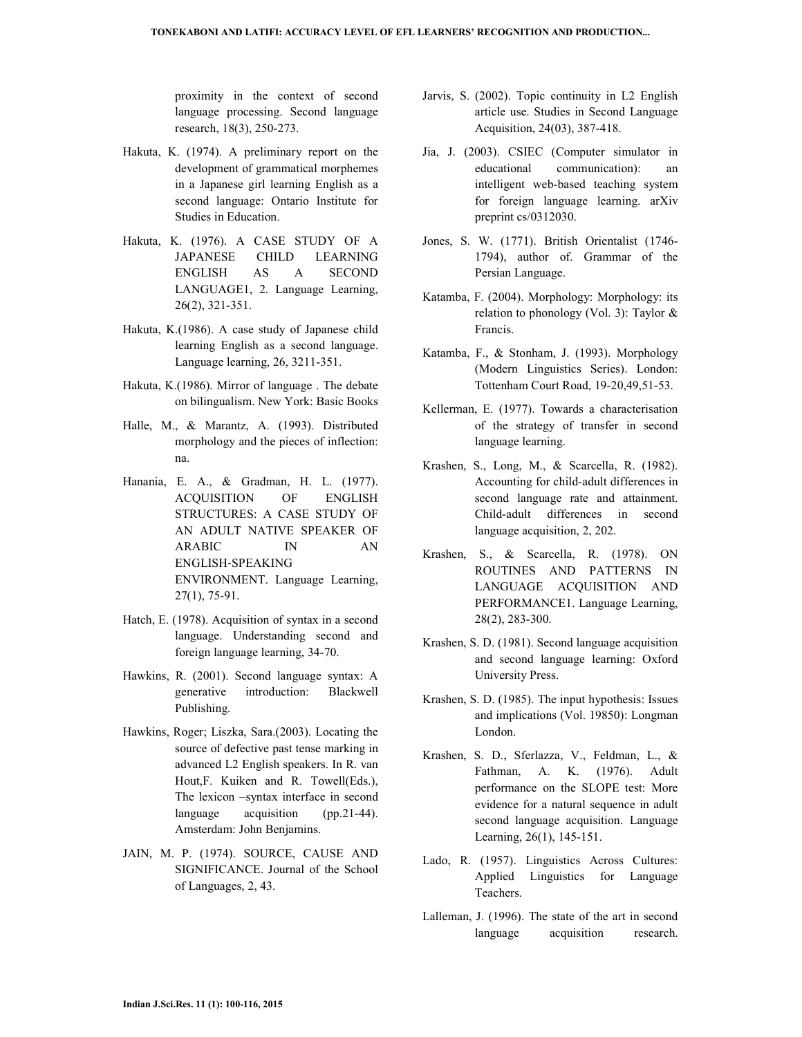proximity in the context of second language processing. Second language research, 18(3), 250-273.

Hakuta, K. (1974). A preliminary report on the development of grammatical morphemes in a Japanese girl learning English as a second language: Ontario Institute for Studies in Education.

Hakuta, K. (1976). A CASE STUDY OF A JAPANESE CHILD LEARNING ENGLISH AS A SECOND LANGUAGE1, 2. Language Learning, 26(2), 321-351.

Hakuta, K.(1986). A case study of Japanese child learning English as a second language. Language learning, 26, 3211-351.

Hakuta, K.(1986). Mirror of language . The debate on bilingualism. New York: Basic Books

Halle, M., & Marantz, A. (1993). Distributed morphology and the pieces of inflection: na.

Hanania, E. A., & Gradman, H. L. (1977). ACQUISITION OF ENGLISH STRUCTURES: A CASE STUDY OF AN ADULT NATIVE SPEAKER OF ARABIC IN AN ENGLISH-SPEAKING ENVIRONMENT. Language Learning, 27(1), 75-91.

Hatch, E. (1978). Acquisition of syntax in a second language. Understanding second and foreign language learning, 34-70.

Hawkins, R. (2001). Second language syntax: A generative introduction: Blackwell Publishing.

Hawkins, Roger; Liszka, Sara.(2003). Locating the source of defective past tense marking in advanced L2 English speakers. In R. van Hout,F. Kuiken and R. Towell(Eds.), The lexicon –syntax interface in second language acquisition (pp.21-44). Amsterdam: John Benjamins.

JAIN, M. P. (1974). SOURCE, CAUSE AND SIGNIFICANCE. Journal of the School of Languages, 2, 43.

Jarvis, S. (2002). Topic continuity in L2 English article use. Studies in Second Language Acquisition, 24(03), 387-418.

Jia, J. (2003). CSIEC (Computer simulator in educational communication): an intelligent web-based teaching system for foreign language learning. arXiv preprint cs/0312030.

Jones, S. W. (1771). British Orientalist (1746-1794), author of. Grammar of the Persian Language.

Katamba, F. (2004). Morphology: Morphology: its relation to phonology (Vol. 3): Taylor & Francis.

Katamba, F., & Stonham, J. (1993). Morphology (Modern Linguistics Series). London: Tottenham Court Road, 19-20,49,51-53.

Kellerman, E. (1977). Towards a characterisation of the strategy of transfer in second language learning.

Krashen, S., Long, M., & Scarcella, R. (1982). Accounting for child-adult differences in second language rate and attainment. Child-adult differences in second language acquisition, 2, 202.

Krashen, S., & Scarcella, R. (1978). ON ROUTINES AND PATTERNS IN LANGUAGE ACQUISITION AND PERFORMANCE1. Language Learning, 28(2), 283-300.

Krashen, S. D. (1981). Second language acquisition and second language learning: Oxford University Press.

Krashen, S. D. (1985). The input hypothesis: Issues and implications (Vol. 19850): Longman London.

Krashen, S. D., Sferlazza, V., Feldman, L., & Fathman, A. K. (1976). Adult performance on the SLOPE test: More evidence for a natural sequence in adult second language acquisition. Language Learning, 26(1), 145-151.

Lado, R. (1957). Linguistics Across Cultures: Applied Linguistics for Language Teachers.

Lalleman, J. (1996). The state of the art in second language acquisition research.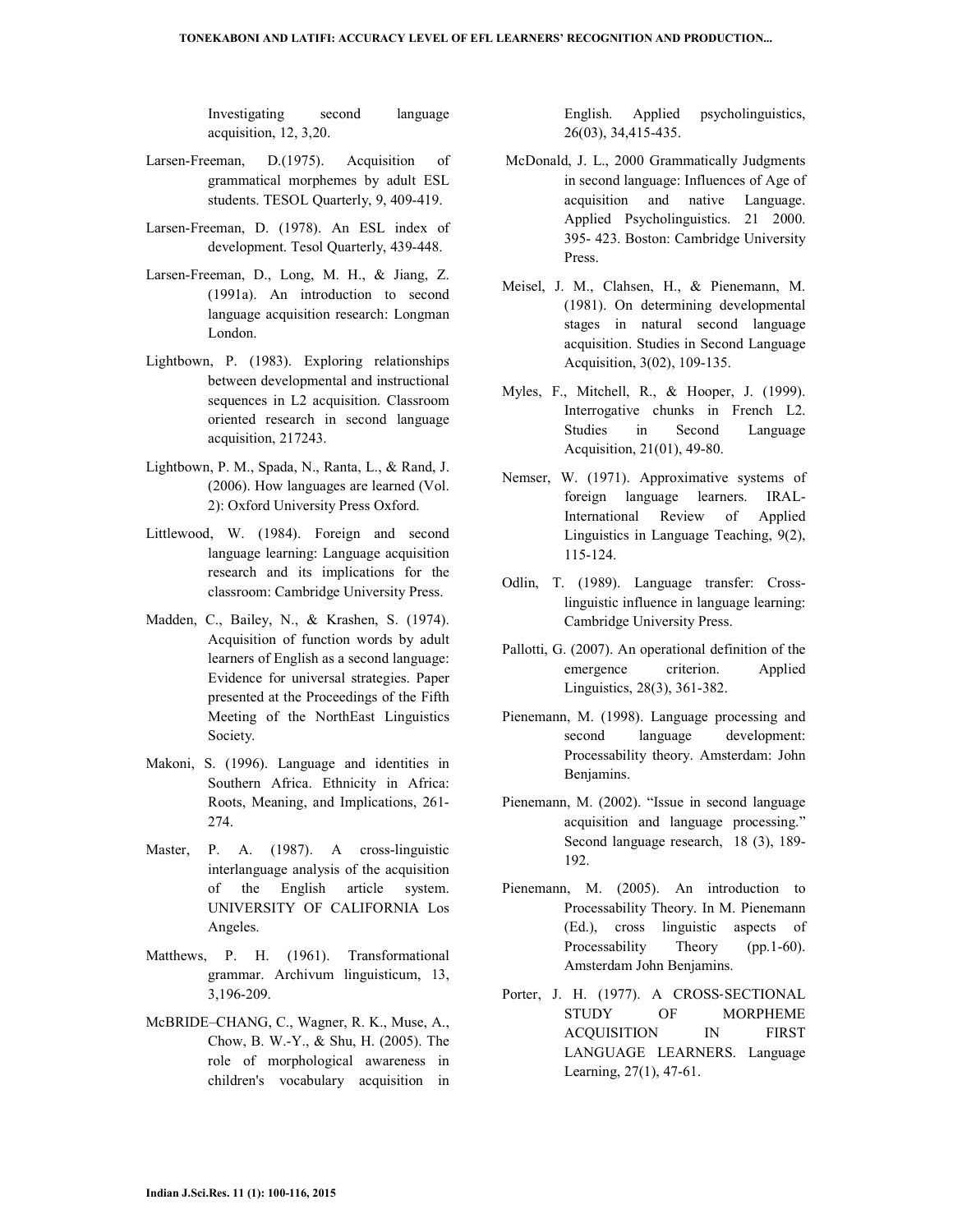Investigating second language acquisition, 12, 3,20.

Larsen-Freeman, D.(1975). Acquisition of grammatical morphemes by adult ESL students. TESOL Quarterly, 9, 409-419.

Larsen-Freeman, D. (1978). An ESL index of development. Tesol Quarterly, 439-448.

Larsen-Freeman, D., Long, M. H., & Jiang, Z. (1991a). An introduction to second language acquisition research: Longman London.

Lightbown, P. (1983). Exploring relationships between developmental and instructional sequences in L2 acquisition. Classroom oriented research in second language acquisition, 217243.

Lightbown, P. M., Spada, N., Ranta, L., & Rand, J. (2006). How languages are learned (Vol. 2): Oxford University Press Oxford.

Littlewood, W. (1984). Foreign and second language learning: Language acquisition research and its implications for the classroom: Cambridge University Press.

Madden, C., Bailey, N., & Krashen, S. (1974). Acquisition of function words by adult learners of English as a second language: Evidence for universal strategies. Paper presented at the Proceedings of the Fifth Meeting of the NorthEast Linguistics Society.

Makoni, S. (1996). Language and identities in Southern Africa. Ethnicity in Africa: Roots, Meaning, and Implications, 261-274.

Master, P. A. (1987). A cross-linguistic interlanguage analysis of the acquisition of the English article system. UNIVERSITY OF CALIFORNIA Los Angeles.

Matthews, P. H. (1961). Transformational grammar. Archivum linguisticum, 13, 3,196-209.

McBRIDE–CHANG, C., Wagner, R. K., Muse, A., Chow, B. W.-Y., & Shu, H. (2005). The role of morphological awareness in children's vocabulary acquisition in English. Applied psycholinguistics, 26(03), 34,415-435.

McDonald, J. L., 2000 Grammatically Judgments in second language: Influences of Age of acquisition and native Language. Applied Psycholinguistics. 21 2000. 395- 423. Boston: Cambridge University Press.

Meisel, J. M., Clahsen, H., & Pienemann, M. (1981). On determining developmental stages in natural second language acquisition. Studies in Second Language Acquisition, 3(02), 109-135.

Myles, F., Mitchell, R., & Hooper, J. (1999). Interrogative chunks in French L2. Studies in Second Language Acquisition, 21(01), 49-80.

Nemser, W. (1971). Approximative systems of foreign language learners. IRAL-International Review of Applied Linguistics in Language Teaching, 9(2), 115-124.

Odlin, T. (1989). Language transfer: Cross-linguistic influence in language learning: Cambridge University Press.

Pallotti, G. (2007). An operational definition of the emergence criterion. Applied Linguistics, 28(3), 361-382.

Pienemann, M. (1998). Language processing and second language development: Processability theory. Amsterdam: John Benjamins.

Pienemann, M. (2002). "Issue in second language acquisition and language processing." Second language research, 18 (3), 189-192.

Pienemann, M. (2005). An introduction to Processability Theory. In M. Pienemann (Ed.), cross linguistic aspects of Processability Theory (pp.1-60). Amsterdam John Benjamins.

Porter, J. H. (1977). A CROSS-SECTIONAL STUDY OF MORPHEME ACQUISITION IN FIRST LANGUAGE LEARNERS. Language Learning, 27(1), 47-61.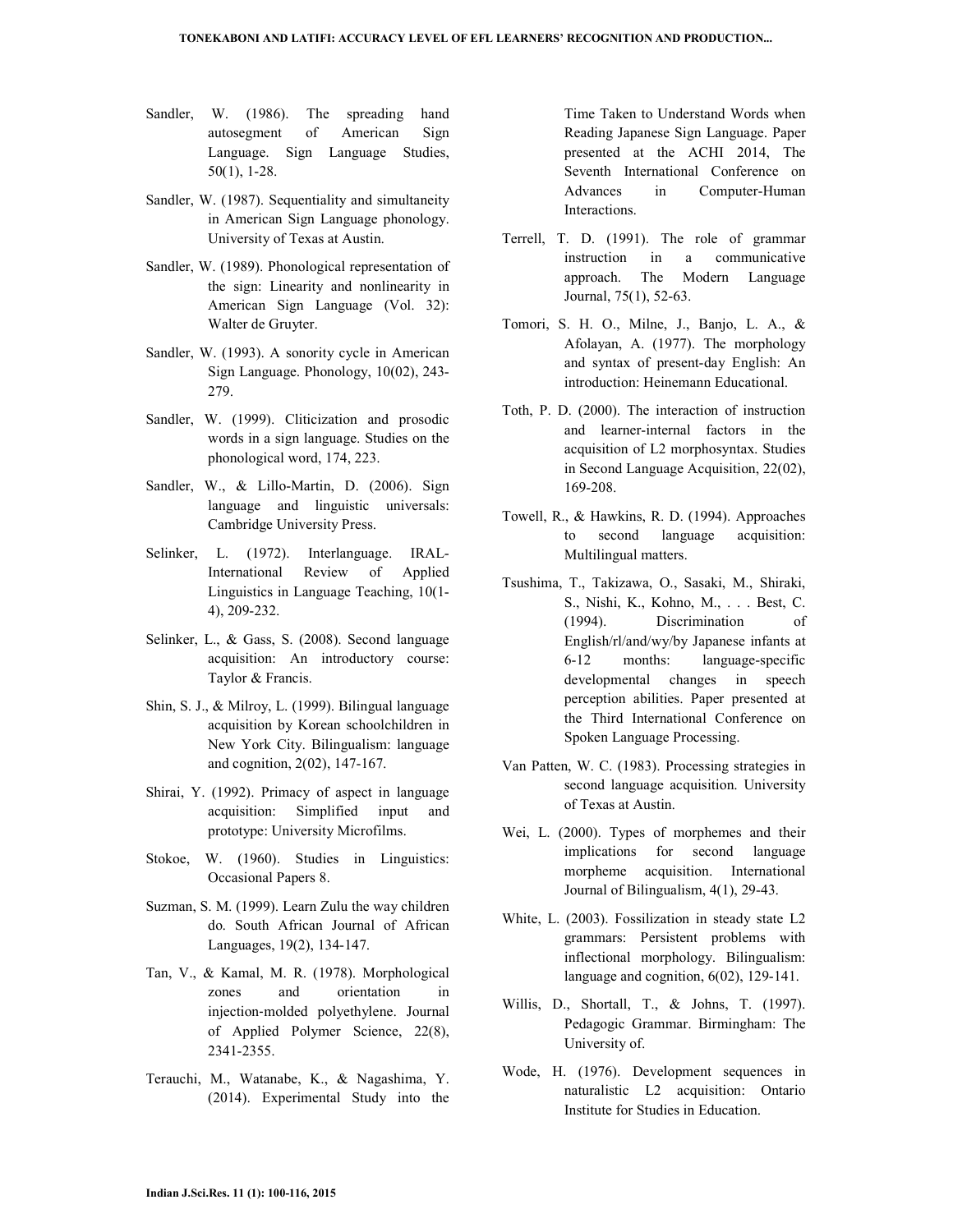Sandler, W. (1986). The spreading hand autosegment of American Sign Language. Sign Language Studies, 50(1), 1-28.

Sandler, W. (1987). Sequentiality and simultaneity in American Sign Language phonology. University of Texas at Austin.

Sandler, W. (1989). Phonological representation of the sign: Linearity and nonlinearity in American Sign Language (Vol. 32): Walter de Gruyter.

Sandler, W. (1993). A sonority cycle in American Sign Language. Phonology, 10(02), 243-279.

Sandler, W. (1999). Cliticization and prosodic words in a sign language. Studies on the phonological word, 174, 223.

Sandler, W., & Lillo-Martin, D. (2006). Sign language and linguistic universals: Cambridge University Press.

Selinker, L. (1972). Interlanguage. IRAL-International Review of Applied Linguistics in Language Teaching, 10(1-4), 209-232.

Selinker, L., & Gass, S. (2008). Second language acquisition: An introductory course: Taylor & Francis.

Shin, S. J., & Milroy, L. (1999). Bilingual language acquisition by Korean schoolchildren in New York City. Bilingualism: language and cognition, 2(02), 147-167.

Shirai, Y. (1992). Primacy of aspect in language acquisition: Simplified input and prototype: University Microfilms.

Stokoe, W. (1960). Studies in Linguistics: Occasional Papers 8.

Suzman, S. M. (1999). Learn Zulu the way children do. South African Journal of African Languages, 19(2), 134-147.

Tan, V., & Kamal, M. R. (1978). Morphological zones and orientation in injection-molded polyethylene. Journal of Applied Polymer Science, 22(8), 2341-2355.

Terauchi, M., Watanabe, K., & Nagashima, Y. (2014). Experimental Study into the Time Taken to Understand Words when Reading Japanese Sign Language. Paper presented at the ACHI 2014, The Seventh International Conference on Advances in Computer-Human Interactions.

Terrell, T. D. (1991). The role of grammar instruction in a communicative approach. The Modern Language Journal, 75(1), 52-63.

Tomori, S. H. O., Milne, J., Banjo, L. A., & Afolayan, A. (1977). The morphology and syntax of present-day English: An introduction: Heinemann Educational.

Toth, P. D. (2000). The interaction of instruction and learner-internal factors in the acquisition of L2 morphosyntax. Studies in Second Language Acquisition, 22(02), 169-208.

Towell, R., & Hawkins, R. D. (1994). Approaches to second language acquisition: Multilingual matters.

Tsushima, T., Takizawa, O., Sasaki, M., Shiraki, S., Nishi, K., Kohno, M., . . . Best, C. (1994). Discrimination of English/rl/and/wy/by Japanese infants at 6-12 months: language-specific developmental changes in speech perception abilities. Paper presented at the Third International Conference on Spoken Language Processing.

Van Patten, W. C. (1983). Processing strategies in second language acquisition. University of Texas at Austin.

Wei, L. (2000). Types of morphemes and their implications for second language morpheme acquisition. International Journal of Bilingualism, 4(1), 29-43.

White, L. (2003). Fossilization in steady state L2 grammars: Persistent problems with inflectional morphology. Bilingualism: language and cognition, 6(02), 129-141.

Willis, D., Shortall, T., & Johns, T. (1997). Pedagogic Grammar. Birmingham: The University of.

Wode, H. (1976). Development sequences in naturalistic L2 acquisition: Ontario Institute for Studies in Education.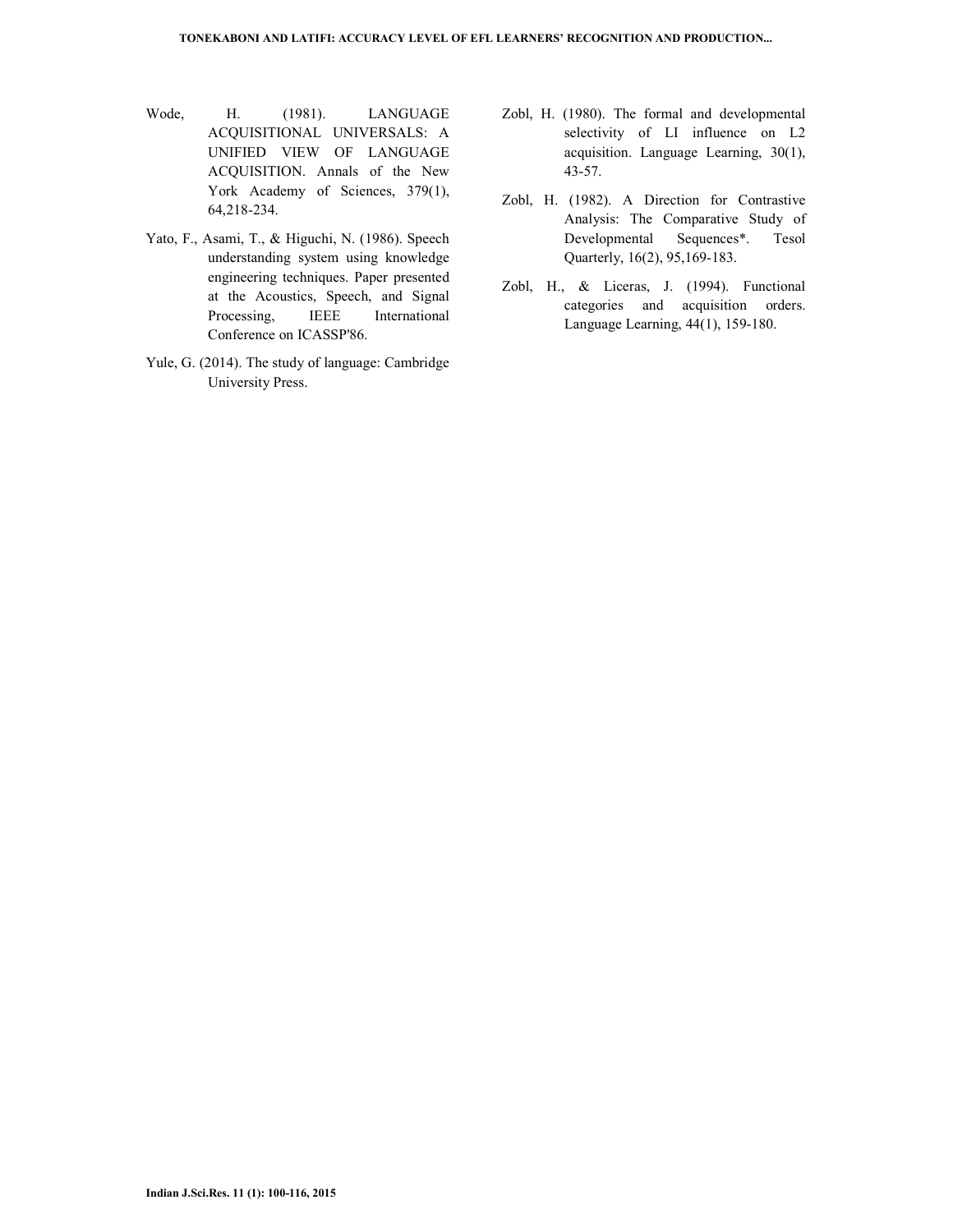Wode, H. (1981). LANGUAGE ACQUISITIONAL UNIVERSALS: A UNIFIED VIEW OF LANGUAGE ACQUISITION. Annals of the New York Academy of Sciences, 379(1), 64,218-234.

Yato, F., Asami, T., & Higuchi, N. (1986). Speech understanding system using knowledge engineering techniques. Paper presented at the Acoustics, Speech, and Signal Processing, IEEE International Conference on ICASSP'86.

Yule, G. (2014). The study of language: Cambridge University Press.

Zobl, H. (1980). The formal and developmental selectivity of LI influence on L2 acquisition. Language Learning, 30(1), 43-57.

Zobl, H. (1982). A Direction for Contrastive Analysis: The Comparative Study of Developmental Sequences*. Tesol Quarterly, 16(2), 95,169-183.

Zobl, H., & Liceras, J. (1994). Functional categories and acquisition orders. Language Learning, 44(1), 159-180.